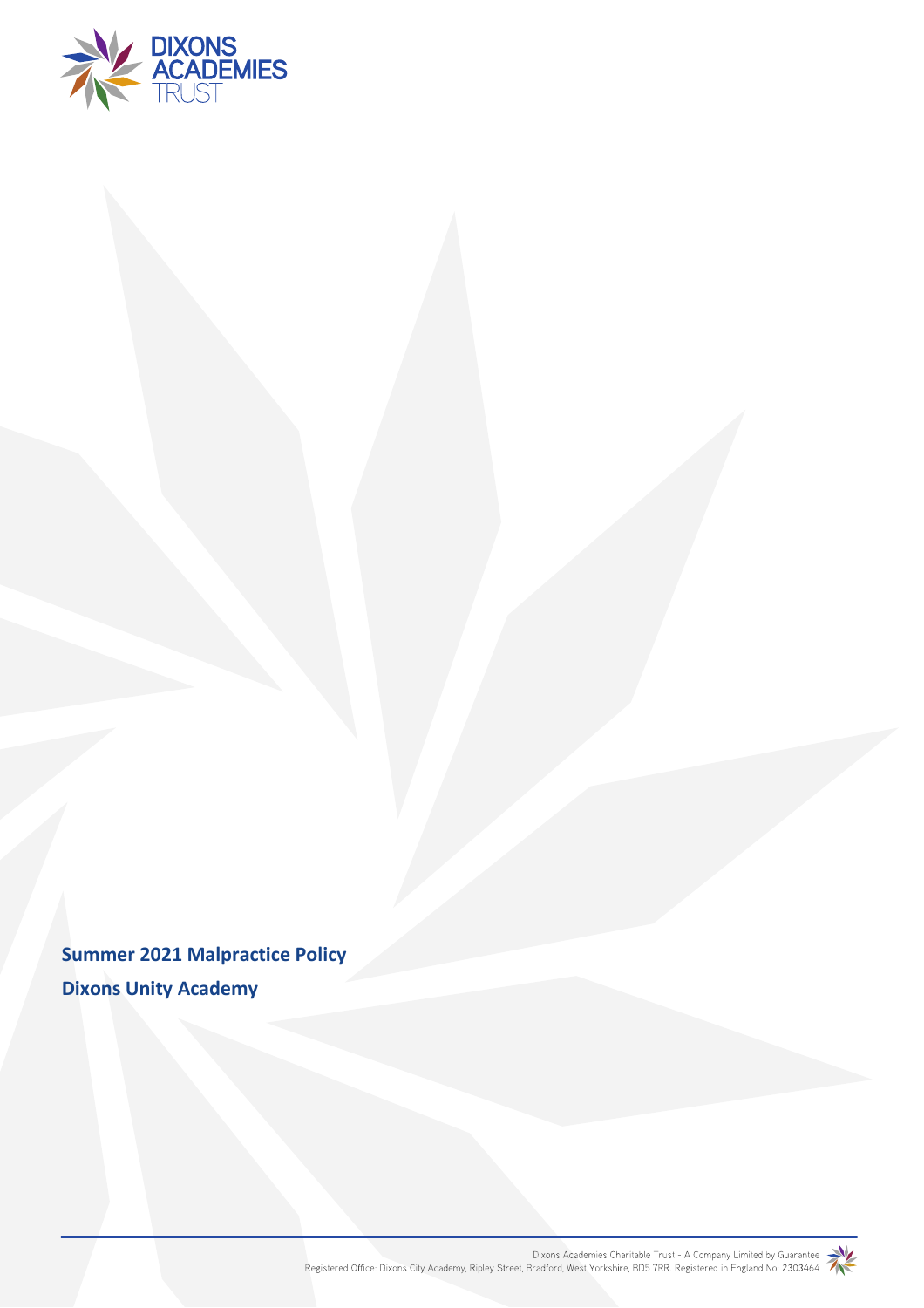# Summer 2021 Malpractice Policy

## Dixons Unity Academy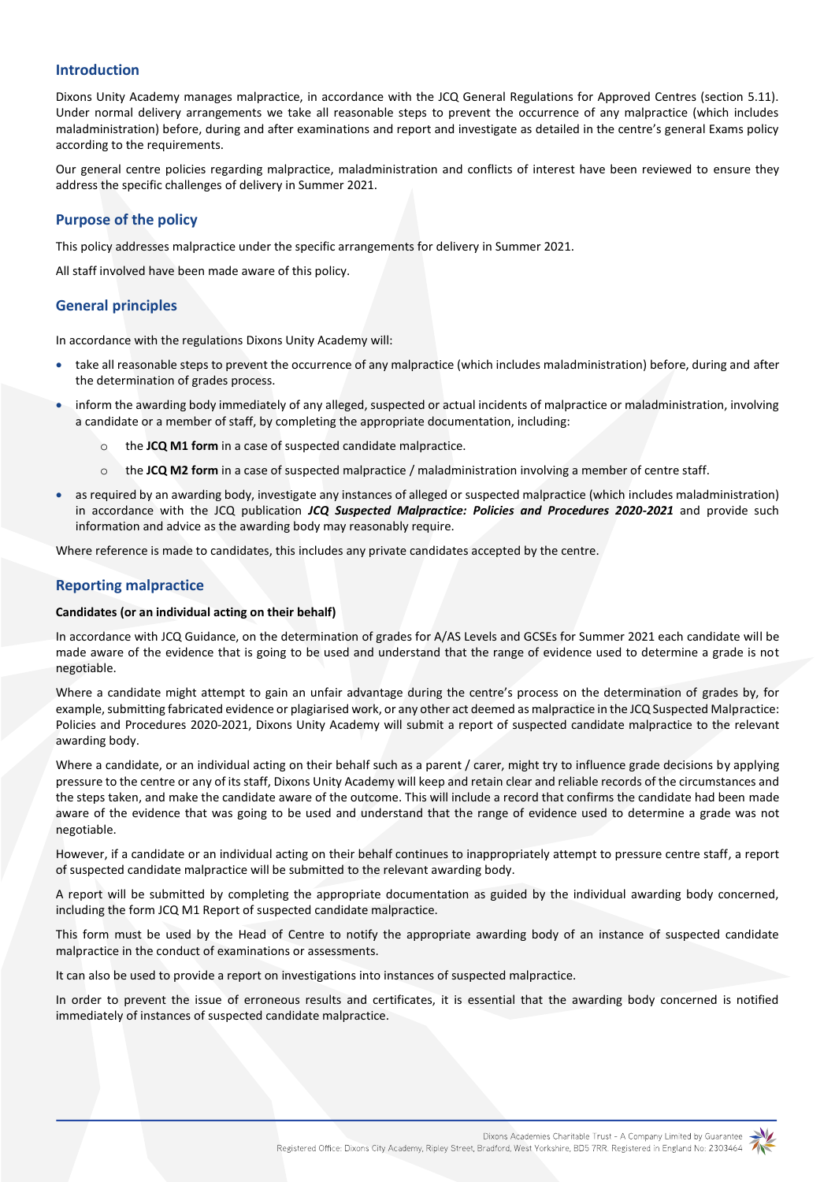## Introduction

Dixons Unity Academy manages malpractice, in accordance with the JCQ General Regulations for Approved Centres (section 5.11). Under normal delivery arrangements we take all reasonable steps to prevent the occurrence of any malpractice (which includes maladministration) before, during and after examinations and report and investigate as detailed in the centre's general Exams policy according to the requirements.

Our general centre policies regarding malpractice, maladministration and conflicts of interest have been reviewed to ensure they address the specific challenges of delivery in Summer 2021.

## Purpose of the policy

This policy addresses malpractice under the specific arrangements for delivery in Summer 2021.

All staff involved have been made aware of this policy.

## General principles

In accordance with the regulations Dixons Unity Academy will:

- take all reasonable steps to prevent the occurrence of any malpractice (which includes maladministration) before, during and after the determination of grades process.
- inform the awarding body immediately of any alleged, suspected or actual incidents of malpractice or maladministration, involving a candidate or a member of staff, by completing the appropriate documentation, including:
  - the **JCQ M1 form** in a case of suspected candidate malpractice.
  - the **JCQ M2 form** in a case of suspected malpractice / maladministration involving a member of centre staff.
- as required by an awarding body, investigate any instances of alleged or suspected malpractice (which includes maladministration) in accordance with the JCQ publication ***JCQ Suspected Malpractice: Policies and Procedures 2020-2021*** and provide such information and advice as the awarding body may reasonably require.

Where reference is made to candidates, this includes any private candidates accepted by the centre.

## Reporting malpractice

**Candidates (or an individual acting on their behalf)**

In accordance with JCQ Guidance, on the determination of grades for A/AS Levels and GCSEs for Summer 2021 each candidate will be made aware of the evidence that is going to be used and understand that the range of evidence used to determine a grade is not negotiable.

Where a candidate might attempt to gain an unfair advantage during the centre's process on the determination of grades by, for example, submitting fabricated evidence or plagiarised work, or any other act deemed as malpractice in the JCQ Suspected Malpractice: Policies and Procedures 2020-2021, Dixons Unity Academy will submit a report of suspected candidate malpractice to the relevant awarding body.

Where a candidate, or an individual acting on their behalf such as a parent / carer, might try to influence grade decisions by applying pressure to the centre or any of its staff, Dixons Unity Academy will keep and retain clear and reliable records of the circumstances and the steps taken, and make the candidate aware of the outcome. This will include a record that confirms the candidate had been made aware of the evidence that was going to be used and understand that the range of evidence used to determine a grade was not negotiable.

However, if a candidate or an individual acting on their behalf continues to inappropriately attempt to pressure centre staff, a report of suspected candidate malpractice will be submitted to the relevant awarding body.

A report will be submitted by completing the appropriate documentation as guided by the individual awarding body concerned, including the form JCQ M1 Report of suspected candidate malpractice.

This form must be used by the Head of Centre to notify the appropriate awarding body of an instance of suspected candidate malpractice in the conduct of examinations or assessments.

It can also be used to provide a report on investigations into instances of suspected malpractice.

In order to prevent the issue of erroneous results and certificates, it is essential that the awarding body concerned is notified immediately of instances of suspected candidate malpractice.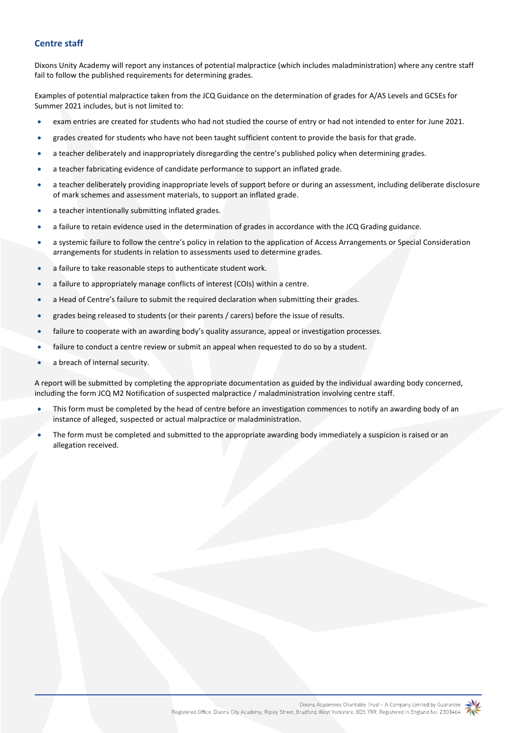## Centre staff

Dixons Unity Academy will report any instances of potential malpractice (which includes maladministration) where any centre staff fail to follow the published requirements for determining grades.

Examples of potential malpractice taken from the JCQ Guidance on the determination of grades for A/AS Levels and GCSEs for Summer 2021 includes, but is not limited to:

- exam entries are created for students who had not studied the course of entry or had not intended to enter for June 2021.
- grades created for students who have not been taught sufficient content to provide the basis for that grade.
- a teacher deliberately and inappropriately disregarding the centre's published policy when determining grades.
- a teacher fabricating evidence of candidate performance to support an inflated grade.
- a teacher deliberately providing inappropriate levels of support before or during an assessment, including deliberate disclosure of mark schemes and assessment materials, to support an inflated grade.
- a teacher intentionally submitting inflated grades.
- a failure to retain evidence used in the determination of grades in accordance with the JCQ Grading guidance.
- a systemic failure to follow the centre's policy in relation to the application of Access Arrangements or Special Consideration arrangements for students in relation to assessments used to determine grades.
- a failure to take reasonable steps to authenticate student work.
- a failure to appropriately manage conflicts of interest (COIs) within a centre.
- a Head of Centre's failure to submit the required declaration when submitting their grades.
- grades being released to students (or their parents / carers) before the issue of results.
- failure to cooperate with an awarding body's quality assurance, appeal or investigation processes.
- failure to conduct a centre review or submit an appeal when requested to do so by a student.
- a breach of internal security.

A report will be submitted by completing the appropriate documentation as guided by the individual awarding body concerned, including the form JCQ M2 Notification of suspected malpractice / maladministration involving centre staff.

- This form must be completed by the head of centre before an investigation commences to notify an awarding body of an instance of alleged, suspected or actual malpractice or maladministration.
- The form must be completed and submitted to the appropriate awarding body immediately a suspicion is raised or an allegation received.